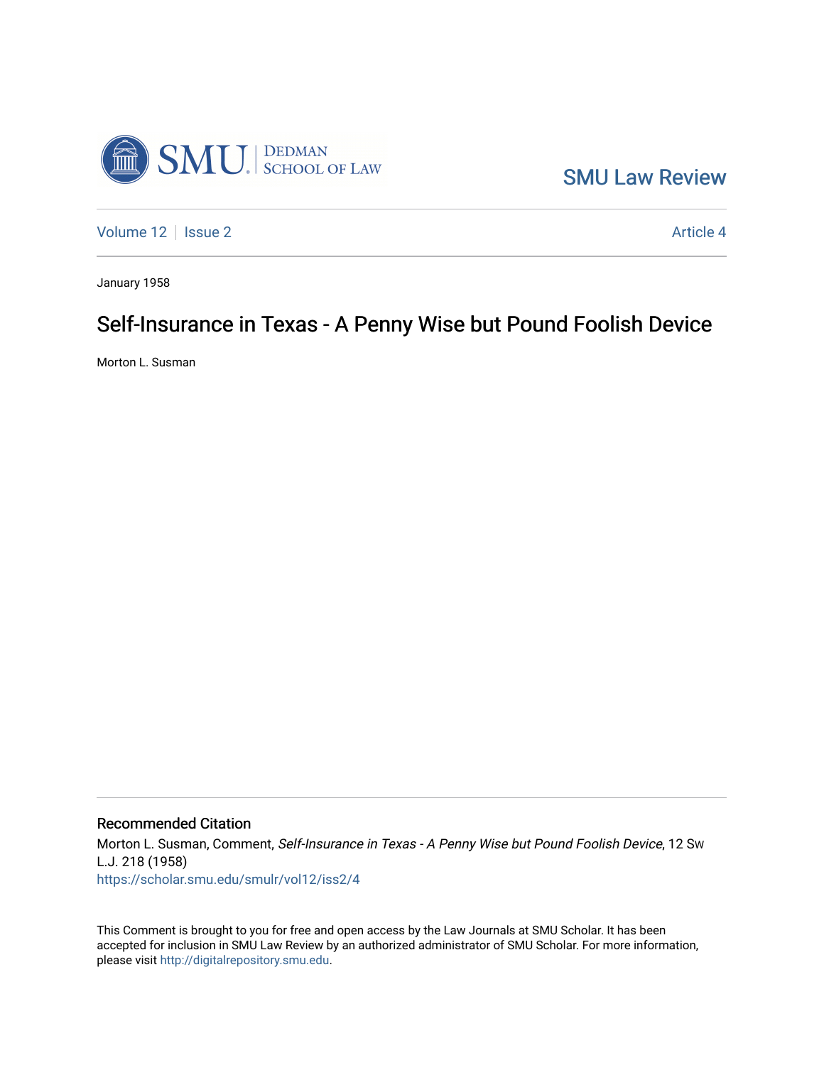SMU Law Review

Volume 12 | Issue 2 | Article 4

January 1958

# Self-Insurance in Texas - A Penny Wise but Pound Foolish Device

Morton L. Susman

## Recommended Citation

Morton L. Susman, Comment, *Self-Insurance in Texas - A Penny Wise but Pound Foolish Device*, 12 Sw L.J. 218 (1958)
https://scholar.smu.edu/smulr/vol12/iss2/4

This Comment is brought to you for free and open access by the Law Journals at SMU Scholar. It has been accepted for inclusion in SMU Law Review by an authorized administrator of SMU Scholar. For more information, please visit http://digitalrepository.smu.edu.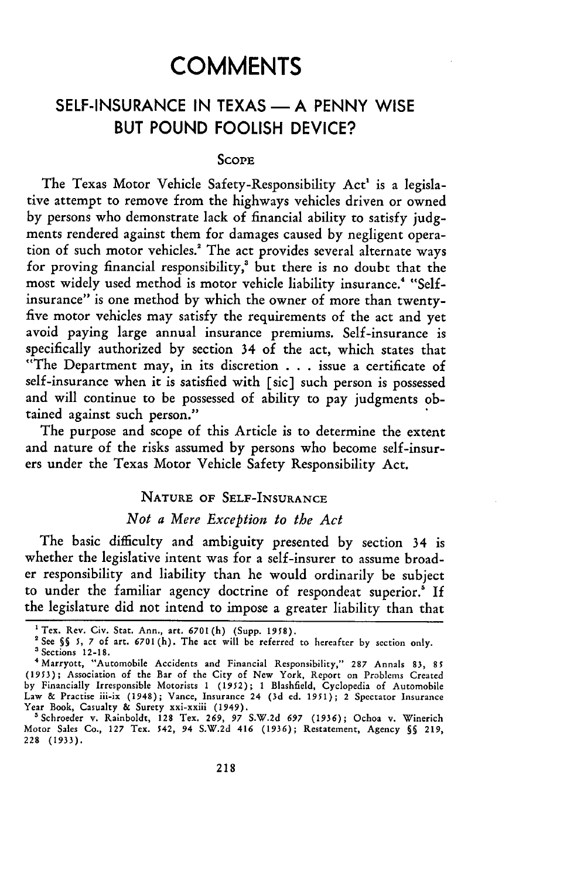# COMMENTS

## SELF-INSURANCE IN TEXAS — A PENNY WISE BUT POUND FOOLISH DEVICE?

### SCOPE

The Texas Motor Vehicle Safety-Responsibility Act[1] is a legislative attempt to remove from the highways vehicles driven or owned by persons who demonstrate lack of financial ability to satisfy judgments rendered against them for damages caused by negligent operation of such motor vehicles.[2] The act provides several alternate ways for proving financial responsibility,[3] but there is no doubt that the most widely used method is motor vehicle liability insurance.[4] "Self-insurance" is one method by which the owner of more than twenty-five motor vehicles may satisfy the requirements of the act and yet avoid paying large annual insurance premiums. Self-insurance is specifically authorized by section 34 of the act, which states that "The Department may, in its discretion . . . issue a certificate of self-insurance when it is satisfied with [sic] such person is possessed and will continue to be possessed of ability to pay judgments obtained against such person."

The purpose and scope of this Article is to determine the extent and nature of the risks assumed by persons who become self-insurers under the Texas Motor Vehicle Safety Responsibility Act.

### NATURE OF SELF-INSURANCE

#### *Not a Mere Exception to the Act*

The basic difficulty and ambiguity presented by section 34 is whether the legislative intent was for a self-insurer to assume broader responsibility and liability than he would ordinarily be subject to under the familiar agency doctrine of respondeat superior.[5] If the legislature did not intend to impose a greater liability than that

---

[1] Tex. Rev. Civ. Stat. Ann., art. 6701(h) (Supp. 1958).

[2] See §§ 5, 7 of art. 6701(h). The act will be referred to hereafter by section only.

[3] Sections 12-18.

[4] Marryott, "Automobile Accidents and Financial Responsibility," 287 Annals 83, 85 (1953); Association of the Bar of the City of New York, Report on Problems Created by Financially Irresponsible Motorists 1 (1952); 1 Blashfield, Cyclopedia of Automobile Law & Practise iii-ix (1948); Vance, Insurance 24 (3d ed. 1951); 2 Spectator Insurance Year Book, Casualty & Surety xxi-xxiii (1949).

[5] Schroeder v. Rainboldt, 128 Tex. 269, 97 S.W.2d 697 (1936); Ochoa v. Winerich Motor Sales Co., 127 Tex. 542, 94 S.W.2d 416 (1936); Restatement, Agency §§ 219, 228 (1933).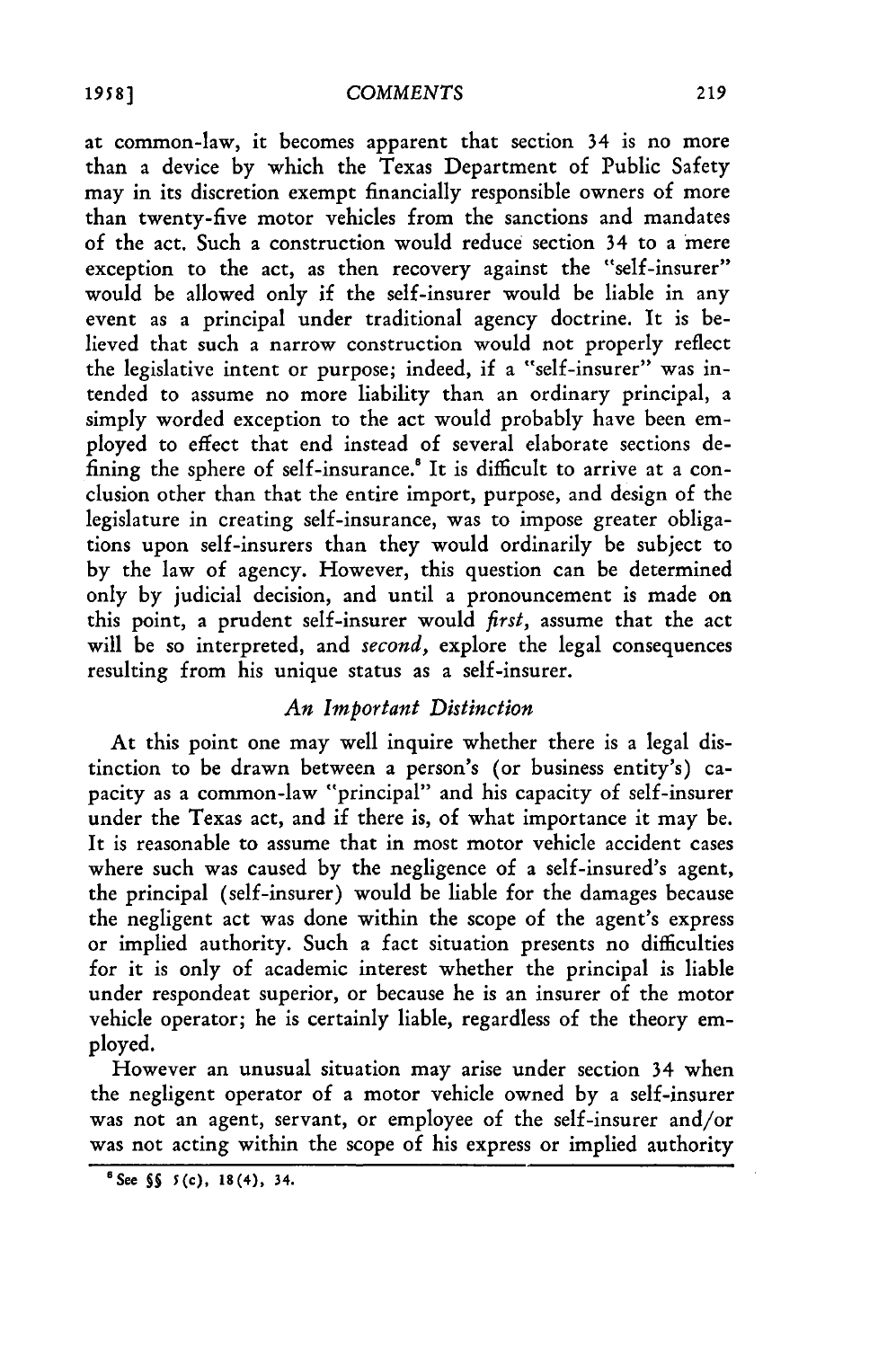at common-law, it becomes apparent that section 34 is no more than a device by which the Texas Department of Public Safety may in its discretion exempt financially responsible owners of more than twenty-five motor vehicles from the sanctions and mandates of the act. Such a construction would reduce section 34 to a mere exception to the act, as then recovery against the "self-insurer" would be allowed only if the self-insurer would be liable in any event as a principal under traditional agency doctrine. It is believed that such a narrow construction would not properly reflect the legislative intent or purpose; indeed, if a "self-insurer" was intended to assume no more liability than an ordinary principal, a simply worded exception to the act would probably have been employed to effect that end instead of several elaborate sections defining the sphere of self-insurance.[8] It is difficult to arrive at a conclusion other than that the entire import, purpose, and design of the legislature in creating self-insurance, was to impose greater obligations upon self-insurers than they would ordinarily be subject to by the law of agency. However, this question can be determined only by judicial decision, and until a pronouncement is made on this point, a prudent self-insurer would *first*, assume that the act will be so interpreted, and *second*, explore the legal consequences resulting from his unique status as a self-insurer.

### *An Important Distinction*

At this point one may well inquire whether there is a legal distinction to be drawn between a person's (or business entity's) capacity as a common-law "principal" and his capacity of self-insurer under the Texas act, and if there is, of what importance it may be. It is reasonable to assume that in most motor vehicle accident cases where such was caused by the negligence of a self-insured's agent, the principal (self-insurer) would be liable for the damages because the negligent act was done within the scope of the agent's express or implied authority. Such a fact situation presents no difficulties for it is only of academic interest whether the principal is liable under respondeat superior, or because he is an insurer of the motor vehicle operator; he is certainly liable, regardless of the theory employed.

However an unusual situation may arise under section 34 when the negligent operator of a motor vehicle owned by a self-insurer was not an agent, servant, or employee of the self-insurer and/or was not acting within the scope of his express or implied authority

[8] See §§ 5(c), 18(4), 34.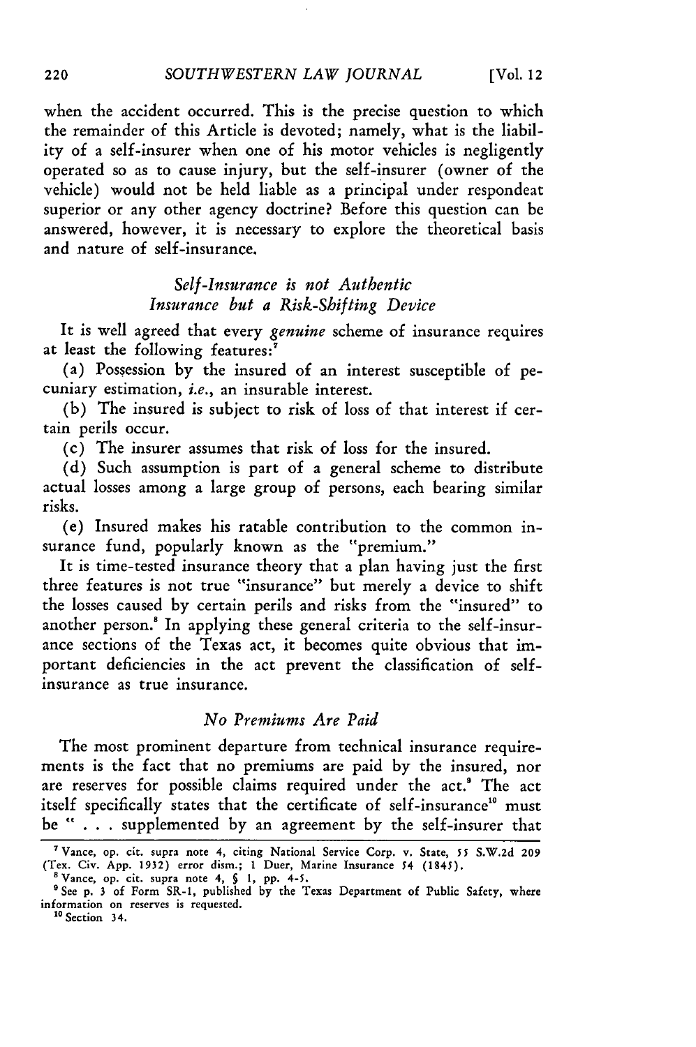when the accident occurred. This is the precise question to which the remainder of this Article is devoted; namely, what is the liability of a self-insurer when one of his motor vehicles is negligently operated so as to cause injury, but the self-insurer (owner of the vehicle) would not be held liable as a principal under respondeat superior or any other agency doctrine? Before this question can be answered, however, it is necessary to explore the theoretical basis and nature of self-insurance.

### *Self-Insurance is not Authentic Insurance but a Risk-Shifting Device*

It is well agreed that every *genuine* scheme of insurance requires at least the following features:[7]

(a) Possession by the insured of an interest susceptible of pecuniary estimation, *i.e.*, an insurable interest.

(b) The insured is subject to risk of loss of that interest if certain perils occur.

(c) The insurer assumes that risk of loss for the insured.

(d) Such assumption is part of a general scheme to distribute actual losses among a large group of persons, each bearing similar risks.

(e) Insured makes his ratable contribution to the common insurance fund, popularly known as the "premium."

It is time-tested insurance theory that a plan having just the first three features is not true "insurance" but merely a device to shift the losses caused by certain perils and risks from the "insured" to another person.[8] In applying these general criteria to the self-insurance sections of the Texas act, it becomes quite obvious that important deficiencies in the act prevent the classification of self-insurance as true insurance.

### *No Premiums Are Paid*

The most prominent departure from technical insurance requirements is the fact that no premiums are paid by the insured, nor are reserves for possible claims required under the act.[9] The act itself specifically states that the certificate of self-insurance[10] must be " . . . supplemented by an agreement by the self-insurer that

---

[7] Vance, op. cit. supra note 4, citing National Service Corp. v. State, 55 S.W.2d 209 (Tex. Civ. App. 1932) error dism.; 1 Duer, Marine Insurance 54 (1845).

[8] Vance, op. cit. supra note 4, § 1, pp. 4-5.

[9] See p. 3 of Form SR-1, published by the Texas Department of Public Safety, where information on reserves is requested.

[10] Section 34.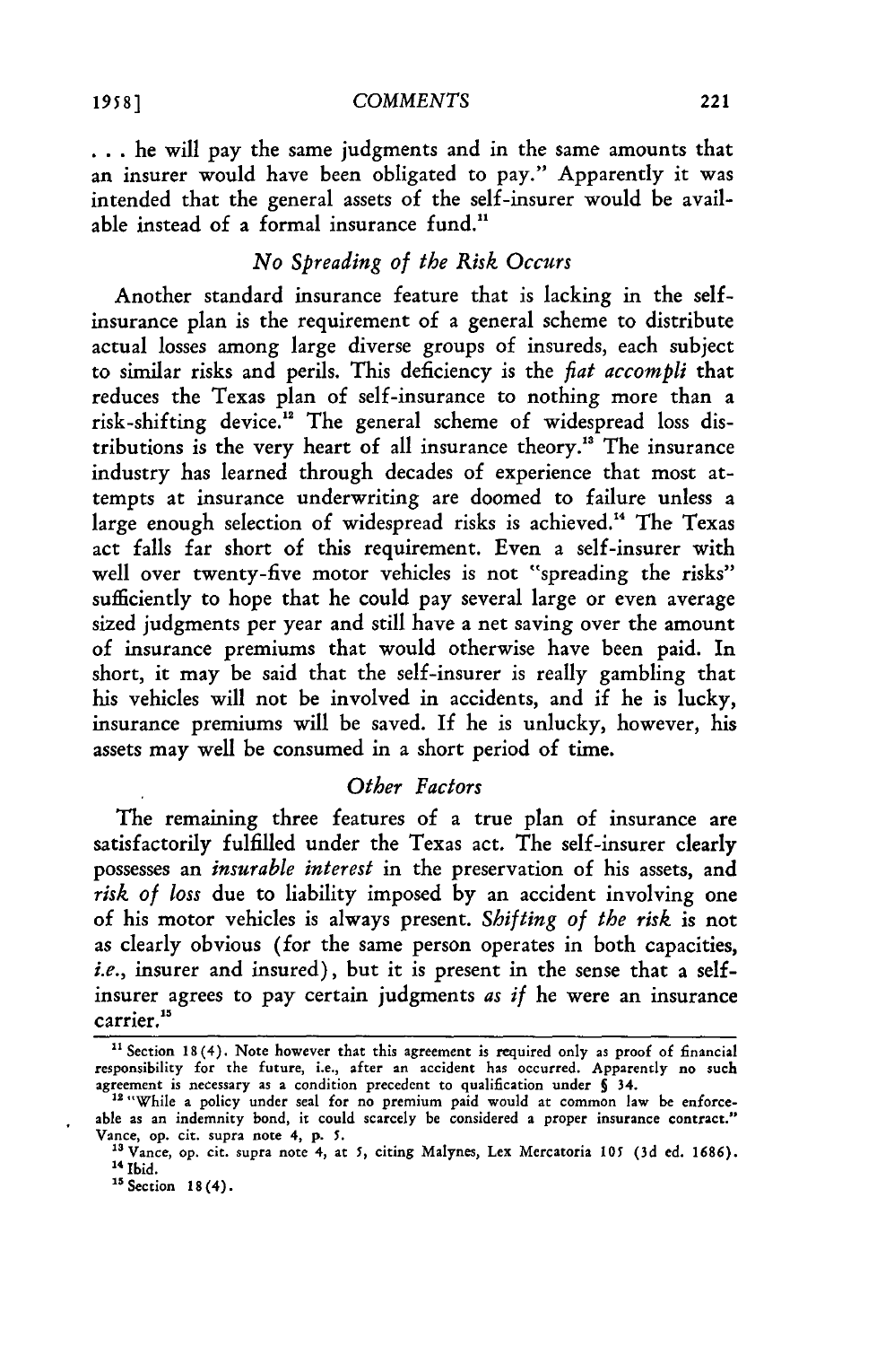. . . he will pay the same judgments and in the same amounts that an insurer would have been obligated to pay." Apparently it was intended that the general assets of the self-insurer would be available instead of a formal insurance fund.[11]

### *No Spreading of the Risk Occurs*

Another standard insurance feature that is lacking in the self-insurance plan is the requirement of a general scheme to distribute actual losses among large diverse groups of insureds, each subject to similar risks and perils. This deficiency is the *fiat accompli* that reduces the Texas plan of self-insurance to nothing more than a risk-shifting device.[12] The general scheme of widespread loss distributions is the very heart of all insurance theory.[13] The insurance industry has learned through decades of experience that most attempts at insurance underwriting are doomed to failure unless a large enough selection of widespread risks is achieved.[14] The Texas act falls far short of this requirement. Even a self-insurer with well over twenty-five motor vehicles is not "spreading the risks" sufficiently to hope that he could pay several large or even average sized judgments per year and still have a net saving over the amount of insurance premiums that would otherwise have been paid. In short, it may be said that the self-insurer is really gambling that his vehicles will not be involved in accidents, and if he is lucky, insurance premiums will be saved. If he is unlucky, however, his assets may well be consumed in a short period of time.

### *Other Factors*

The remaining three features of a true plan of insurance are satisfactorily fulfilled under the Texas act. The self-insurer clearly possesses an *insurable interest* in the preservation of his assets, and *risk of loss* due to liability imposed by an accident involving one of his motor vehicles is always present. *Shifting of the risk* is not as clearly obvious (for the same person operates in both capacities, *i.e.*, insurer and insured), but it is present in the sense that a self-insurer agrees to pay certain judgments *as if* he were an insurance carrier.[15]

---

[11] Section 18(4). Note however that this agreement is required only as proof of financial responsibility for the future, i.e., after an accident has occurred. Apparently no such agreement is necessary as a condition precedent to qualification under § 34.

[12] "While a policy under seal for no premium paid would at common law be enforceable as an indemnity bond, it could scarcely be considered a proper insurance contract." Vance, op. cit. supra note 4, p. 5.

[13] Vance, op. cit. supra note 4, at 5, citing Malynes, Lex Mercatoria 105 (3d ed. 1686).

[14] Ibid.

[15] Section 18(4).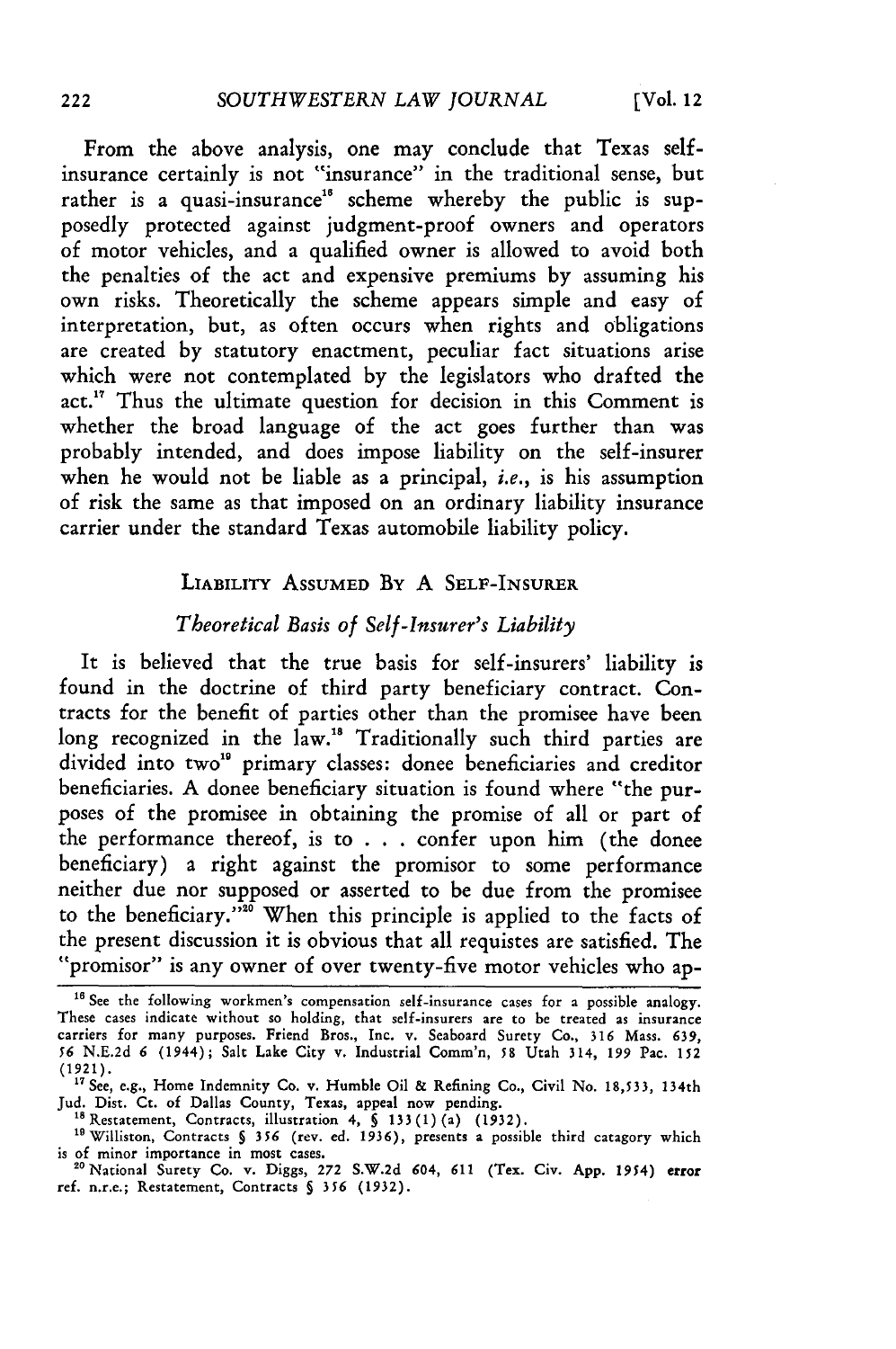From the above analysis, one may conclude that Texas self-insurance certainly is not "insurance" in the traditional sense, but rather is a quasi-insurance[16] scheme whereby the public is supposedly protected against judgment-proof owners and operators of motor vehicles, and a qualified owner is allowed to avoid both the penalties of the act and expensive premiums by assuming his own risks. Theoretically the scheme appears simple and easy of interpretation, but, as often occurs when rights and obligations are created by statutory enactment, peculiar fact situations arise which were not contemplated by the legislators who drafted the act.[17] Thus the ultimate question for decision in this Comment is whether the broad language of the act goes further than was probably intended, and does impose liability on the self-insurer when he would not be liable as a principal, *i.e.*, is his assumption of risk the same as that imposed on an ordinary liability insurance carrier under the standard Texas automobile liability policy.

## LIABILITY ASSUMED BY A SELF-INSURER

### *Theoretical Basis of Self-Insurer's Liability*

It is believed that the true basis for self-insurers' liability is found in the doctrine of third party beneficiary contract. Contracts for the benefit of parties other than the promisee have been long recognized in the law.[18] Traditionally such third parties are divided into two[19] primary classes: donee beneficiaries and creditor beneficiaries. A donee beneficiary situation is found where "the purposes of the promisee in obtaining the promise of all or part of the performance thereof, is to . . . confer upon him (the donee beneficiary) a right against the promisor to some performance neither due nor supposed or asserted to be due from the promisee to the beneficiary."[20] When this principle is applied to the facts of the present discussion it is obvious that all requistes are satisfied. The "promisor" is any owner of over twenty-five motor vehicles who ap-

---

[16] See the following workmen's compensation self-insurance cases for a possible analogy. These cases indicate without so holding, that self-insurers are to be treated as insurance carriers for many purposes. Friend Bros., Inc. v. Seaboard Surety Co., 316 Mass. 639, 56 N.E.2d 6 (1944); Salt Lake City v. Industrial Comm'n, 58 Utah 314, 199 Pac. 152 (1921).

[17] See, e.g., Home Indemnity Co. v. Humble Oil & Refining Co., Civil No. 18,533, 134th Jud. Dist. Ct. of Dallas County, Texas, appeal now pending.

[18] Restatement, Contracts, illustration 4, § 133(1)(a) (1932).

[19] Williston, Contracts § 356 (rev. ed. 1936), presents a possible third catagory which is of minor importance in most cases.

[20] National Surety Co. v. Diggs, 272 S.W.2d 604, 611 (Tex. Civ. App. 1954) error ref. n.r.e.; Restatement, Contracts § 356 (1932).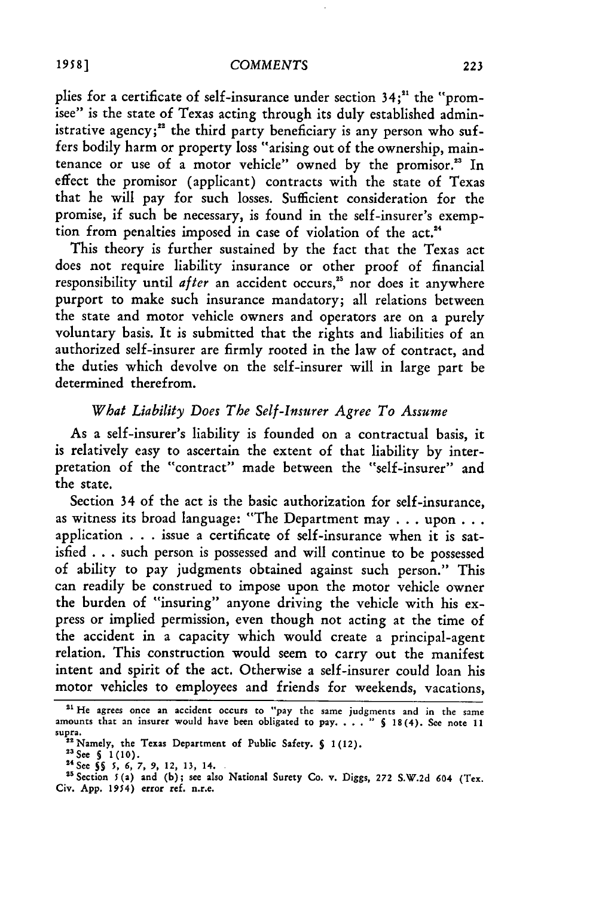plies for a certificate of self-insurance under section 34;[21] the "promisee" is the state of Texas acting through its duly established administrative agency;[22] the third party beneficiary is any person who suffers bodily harm or property loss "arising out of the ownership, maintenance or use of a motor vehicle" owned by the promisor.[23] In effect the promisor (applicant) contracts with the state of Texas that he will pay for such losses. Sufficient consideration for the promise, if such be necessary, is found in the self-insurer's exemption from penalties imposed in case of violation of the act.[24]

This theory is further sustained by the fact that the Texas act does not require liability insurance or other proof of financial responsibility until *after* an accident occurs,[25] nor does it anywhere purport to make such insurance mandatory; all relations between the state and motor vehicle owners and operators are on a purely voluntary basis. It is submitted that the rights and liabilities of an authorized self-insurer are firmly rooted in the law of contract, and the duties which devolve on the self-insurer will in large part be determined therefrom.

### *What Liability Does The Self-Insurer Agree To Assume*

As a self-insurer's liability is founded on a contractual basis, it is relatively easy to ascertain the extent of that liability by interpretation of the "contract" made between the "self-insurer" and the state.

Section 34 of the act is the basic authorization for self-insurance, as witness its broad language: "The Department may . . . upon . . . application . . . issue a certificate of self-insurance when it is satisfied . . . such person is possessed and will continue to be possessed of ability to pay judgments obtained against such person." This can readily be construed to impose upon the motor vehicle owner the burden of "insuring" anyone driving the vehicle with his express or implied permission, even though not acting at the time of the accident in a capacity which would create a principal-agent relation. This construction would seem to carry out the manifest intent and spirit of the act. Otherwise a self-insurer could loan his motor vehicles to employees and friends for weekends, vacations,

---

[21] He agrees once an accident occurs to "pay the same judgments and in the same amounts that an insurer would have been obligated to pay. . . . " § 18(4). See note 11 supra.

[22] Namely, the Texas Department of Public Safety. § 1(12).

[23] See § 1(10).

[24] See §§ 5, 6, 7, 9, 12, 13, 14.

[25] Section 5(a) and (b); see also National Surety Co. v. Diggs, 272 S.W.2d 604 (Tex. Civ. App. 1954) error ref. n.r.e.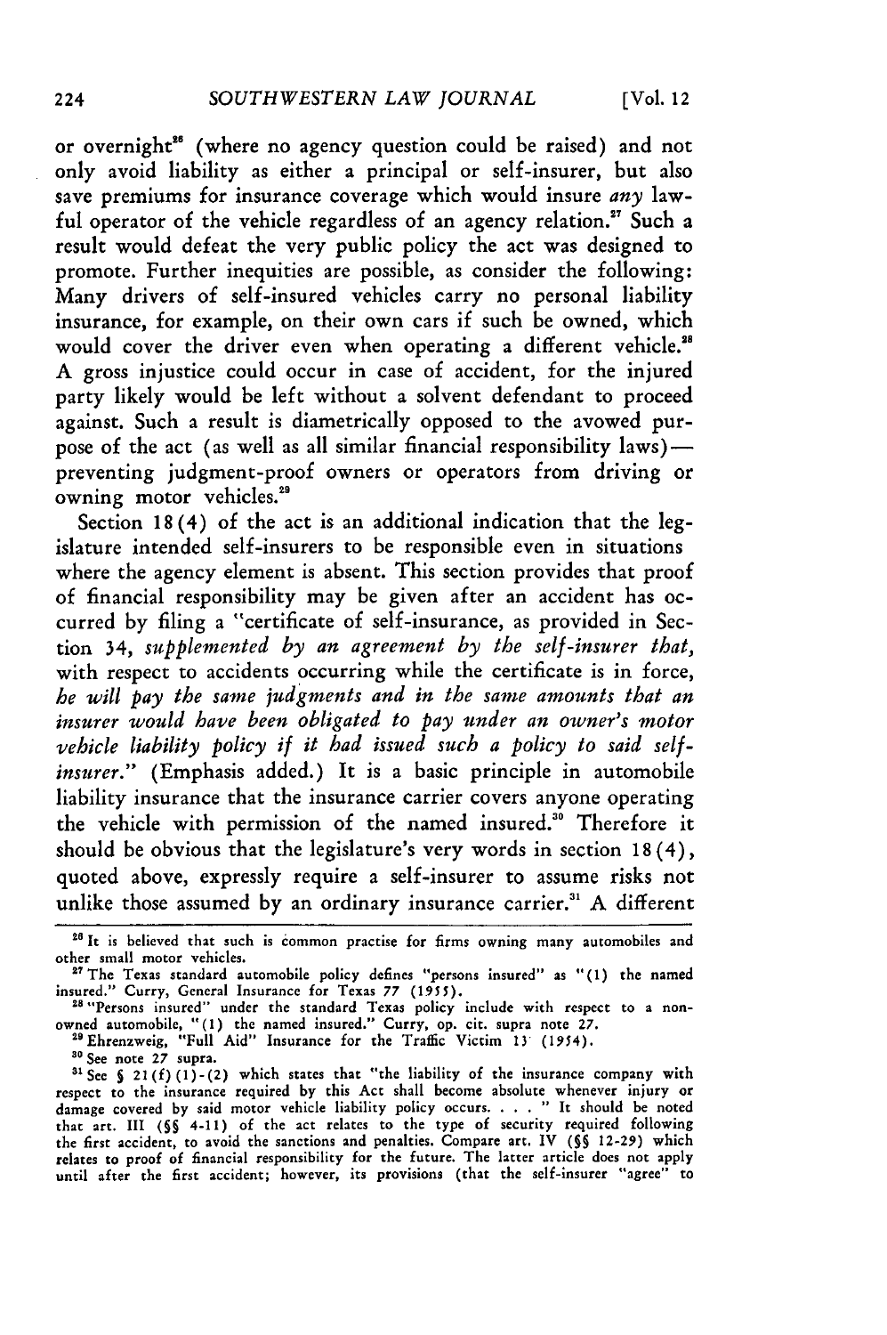or overnight[26] (where no agency question could be raised) and not only avoid liability as either a principal or self-insurer, but also save premiums for insurance coverage which would insure *any* lawful operator of the vehicle regardless of an agency relation.[27] Such a result would defeat the very public policy the act was designed to promote. Further inequities are possible, as consider the following: Many drivers of self-insured vehicles carry no personal liability insurance, for example, on their own cars if such be owned, which would cover the driver even when operating a different vehicle.[28] A gross injustice could occur in case of accident, for the injured party likely would be left without a solvent defendant to proceed against. Such a result is diametrically opposed to the avowed purpose of the act (as well as all similar financial responsibility laws)—preventing judgment-proof owners or operators from driving or owning motor vehicles.[29]

Section 18(4) of the act is an additional indication that the legislature intended self-insurers to be responsible even in situations where the agency element is absent. This section provides that proof of financial responsibility may be given after an accident has occurred by filing a "certificate of self-insurance, as provided in Section 34, *supplemented by an agreement by the self-insurer that,* with respect to accidents occurring while the certificate is in force, *he will pay the same judgments and in the same amounts that an insurer would have been obligated to pay under an owner's motor vehicle liability policy if it had issued such a policy to said self-insurer.*" (Emphasis added.) It is a basic principle in automobile liability insurance that the insurance carrier covers anyone operating the vehicle with permission of the named insured.[30] Therefore it should be obvious that the legislature's very words in section 18(4), quoted above, expressly require a self-insurer to assume risks not unlike those assumed by an ordinary insurance carrier.[31] A different

---

[26] It is believed that such is common practise for firms owning many automobiles and other small motor vehicles.

[27] The Texas standard automobile policy defines "persons insured" as "(1) the named insured." Curry, General Insurance for Texas 77 (1955).

[28] "Persons insured" under the standard Texas policy include with respect to a non-owned automobile, "(1) the named insured." Curry, op. cit. supra note 27.

[29] Ehrenzweig, "Full Aid" Insurance for the Traffic Victim 13 (1954).

[30] See note 27 supra.

[31] See § 21(f)(1)-(2) which states that "the liability of the insurance company with respect to the insurance required by this Act shall become absolute whenever injury or damage covered by said motor vehicle liability policy occurs. . . . " It should be noted that art. III (§§ 4-11) of the act relates to the type of security required following the first accident, to avoid the sanctions and penalties. Compare art. IV (§§ 12-29) which relates to proof of financial responsibility for the future. The latter article does not apply until after the first accident; however, its provisions (that the self-insurer "agree" to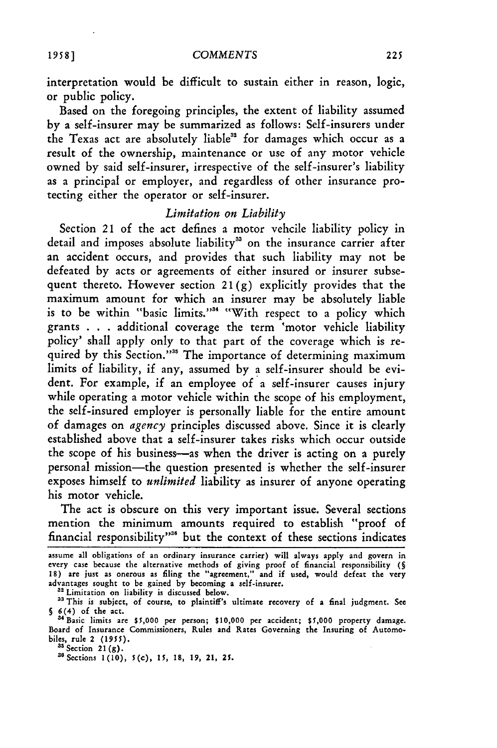interpretation would be difficult to sustain either in reason, logic, or public policy.

Based on the foregoing principles, the extent of liability assumed by a self-insurer may be summarized as follows: Self-insurers under the Texas act are absolutely liable[32] for damages which occur as a result of the ownership, maintenance or use of any motor vehicle owned by said self-insurer, irrespective of the self-insurer's liability as a principal or employer, and regardless of other insurance protecting either the operator or self-insurer.

### *Limitation on Liability*

Section 21 of the act defines a motor vehcile liability policy in detail and imposes absolute liability[33] on the insurance carrier after an accident occurs, and provides that such liability may not be defeated by acts or agreements of either insured or insurer subsequent thereto. However section 21(g) explicitly provides that the maximum amount for which an insurer may be absolutely liable is to be within "basic limits."[34] "With respect to a policy which grants . . . additional coverage the term 'motor vehicle liability policy' shall apply only to that part of the coverage which is required by this Section."[35] The importance of determining maximum limits of liability, if any, assumed by a self-insurer should be evident. For example, if an employee of a self-insurer causes injury while operating a motor vehicle within the scope of his employment, the self-insured employer is personally liable for the entire amount of damages on *agency* principles discussed above. Since it is clearly established above that a self-insurer takes risks which occur outside the scope of his business—as when the driver is acting on a purely personal mission—the question presented is whether the self-insurer exposes himself to *unlimited* liability as insurer of anyone operating his motor vehicle.

The act is obscure on this very important issue. Several sections mention the minimum amounts required to establish "proof of financial responsibility"[36] but the context of these sections indicates

---

assume all obligations of an ordinary insurance carrier) will always apply and govern in every case because the alternative methods of giving proof of financial responsibility (§ 18) are just as onerous as filing the "agreement," and if used, would defeat the very advantages sought to be gained by becoming a self-insurer.

[32] Limitation on liability is discussed below.

[33] This is subject, of course, to plaintiff's ultimate recovery of a final judgment. See § 6(4) of the act.

[34] Basic limits are $5,000 per person; $10,000 per accident; $5,000 property damage. Board of Insurance Commissioners, Rules and Rates Governing the Insuring of Automobiles, rule 2 (1955).

[35] Section 21(g).

[36] Sections 1(10), 5(c), 15, 18, 19, 21, 25.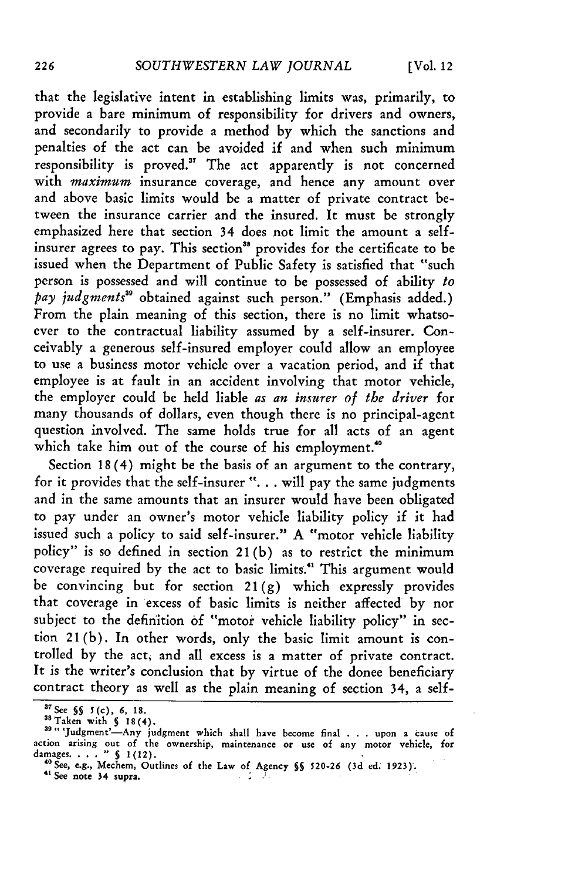that the legislative intent in establishing limits was, primarily, to provide a bare minimum of responsibility for drivers and owners, and secondarily to provide a method by which the sanctions and penalties of the act can be avoided if and when such minimum responsibility is proved.[37] The act apparently is not concerned with *maximum* insurance coverage, and hence any amount over and above basic limits would be a matter of private contract between the insurance carrier and the insured. It must be strongly emphasized here that section 34 does not limit the amount a self-insurer agrees to pay. This section[38] provides for the certificate to be issued when the Department of Public Safety is satisfied that "such person is possessed and will continue to be possessed of ability *to pay judgments*[39] obtained against such person." (Emphasis added.) From the plain meaning of this section, there is no limit whatsoever to the contractual liability assumed by a self-insurer. Conceivably a generous self-insured employer could allow an employee to use a business motor vehicle over a vacation period, and if that employee is at fault in an accident involving that motor vehicle, the employer could be held liable *as an insurer of the driver* for many thousands of dollars, even though there is no principal-agent question involved. The same holds true for all acts of an agent which take him out of the course of his employment.[40]

Section 18(4) might be the basis of an argument to the contrary, for it provides that the self-insurer ". . . will pay the same judgments and in the same amounts that an insurer would have been obligated to pay under an owner's motor vehicle liability policy if it had issued such a policy to said self-insurer." A "motor vehicle liability policy" is so defined in section 21(b) as to restrict the minimum coverage required by the act to basic limits.[41] This argument would be convincing but for section 21(g) which expressly provides that coverage in excess of basic limits is neither affected by nor subject to the definition of "motor vehicle liability policy" in section 21(b). In other words, only the basic limit amount is controlled by the act, and all excess is a matter of private contract. It is the writer's conclusion that by virtue of the donee beneficiary contract theory as well as the plain meaning of section 34, a self-

---

[37] See §§ 5(c), 6, 18.

[38] Taken with § 18(4).

[39] "'Judgment'—Any judgment which shall have become final . . . upon a cause of action arising out of the ownership, maintenance or use of any motor vehicle, for damages. . . . " § 1(12).

[40] See, e.g., Mechem, Outlines of the Law of Agency §§ 520-26 (3d ed. 1923).

[41] See note 34 supra.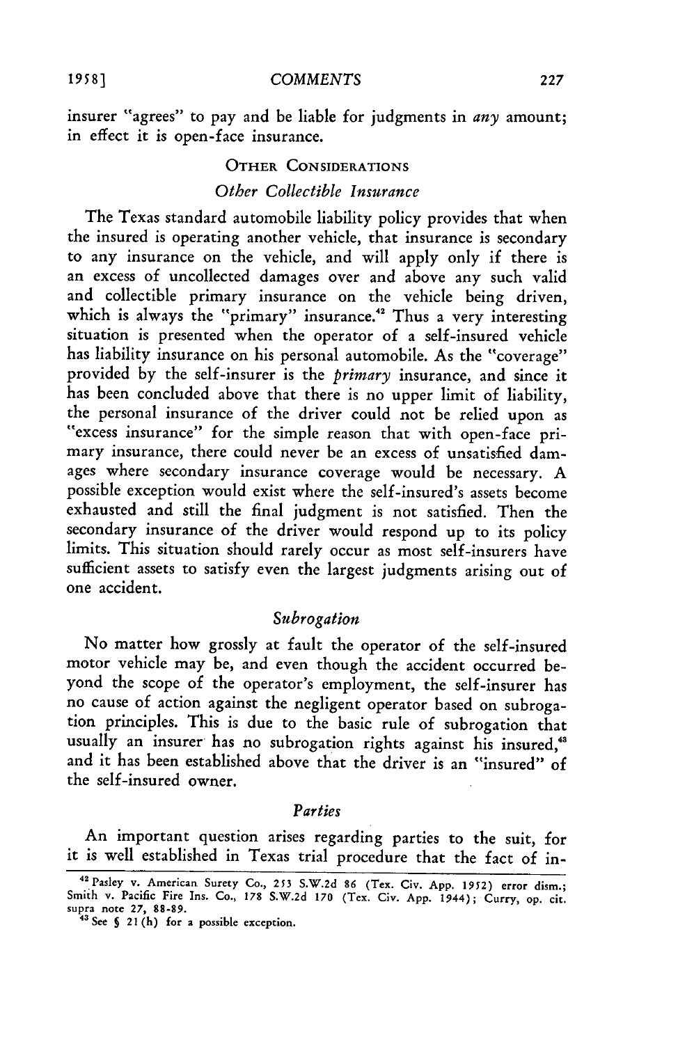insurer "agrees" to pay and be liable for judgments in *any* amount; in effect it is open-face insurance.

## OTHER CONSIDERATIONS

### *Other Collectible Insurance*

The Texas standard automobile liability policy provides that when the insured is operating another vehicle, that insurance is secondary to any insurance on the vehicle, and will apply only if there is an excess of uncollected damages over and above any such valid and collectible primary insurance on the vehicle being driven, which is always the "primary" insurance.[42] Thus a very interesting situation is presented when the operator of a self-insured vehicle has liability insurance on his personal automobile. As the "coverage" provided by the self-insurer is the *primary* insurance, and since it has been concluded above that there is no upper limit of liability, the personal insurance of the driver could not be relied upon as "excess insurance" for the simple reason that with open-face primary insurance, there could never be an excess of unsatisfied damages where secondary insurance coverage would be necessary. A possible exception would exist where the self-insured's assets become exhausted and still the final judgment is not satisfied. Then the secondary insurance of the driver would respond up to its policy limits. This situation should rarely occur as most self-insurers have sufficient assets to satisfy even the largest judgments arising out of one accident.

### *Subrogation*

No matter how grossly at fault the operator of the self-insured motor vehicle may be, and even though the accident occurred beyond the scope of the operator's employment, the self-insurer has no cause of action against the negligent operator based on subrogation principles. This is due to the basic rule of subrogation that usually an insurer has no subrogation rights against his insured,[43] and it has been established above that the driver is an "insured" of the self-insured owner.

### *Parties*

An important question arises regarding parties to the suit, for it is well established in Texas trial procedure that the fact of in-

---

[42] Pasley v. American Surety Co., 253 S.W.2d 86 (Tex. Civ. App. 1952) error dism.; Smith v. Pacific Fire Ins. Co., 178 S.W.2d 170 (Tex. Civ. App. 1944); Curry, op. cit. supra note 27, 88-89.

[43] See § 21(h) for a possible exception.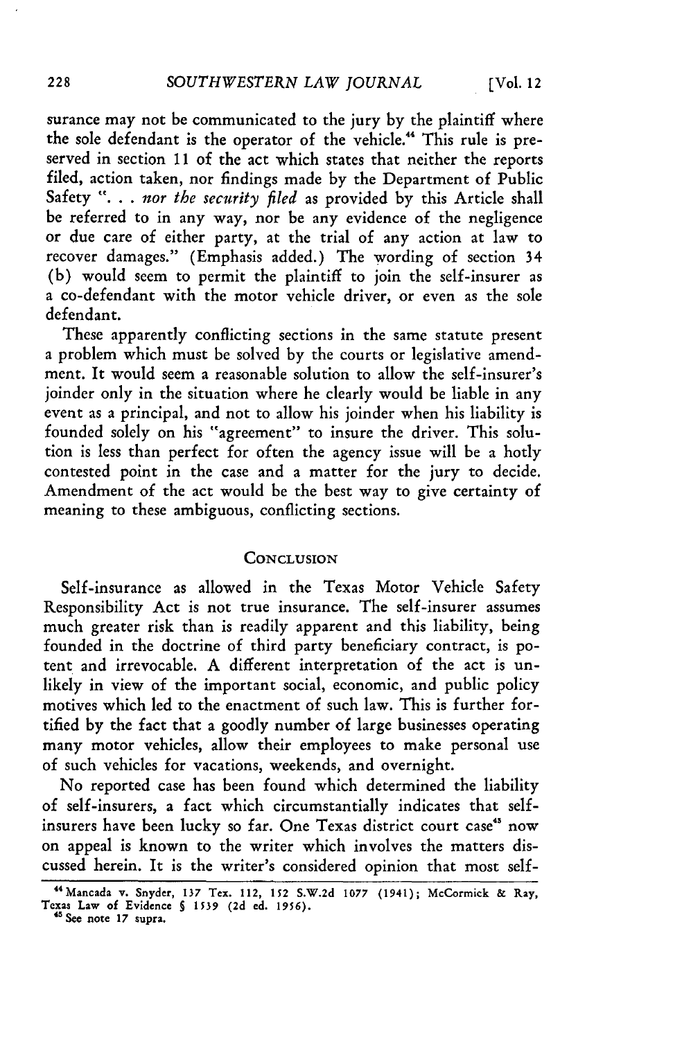surance may not be communicated to the jury by the plaintiff where the sole defendant is the operator of the vehicle.[44] This rule is preserved in section 11 of the act which states that neither the reports filed, action taken, nor findings made by the Department of Public Safety ". . . *nor the security filed* as provided by this Article shall be referred to in any way, nor be any evidence of the negligence or due care of either party, at the trial of any action at law to recover damages." (Emphasis added.) The wording of section 34 (b) would seem to permit the plaintiff to join the self-insurer as a co-defendant with the motor vehicle driver, or even as the sole defendant.

These apparently conflicting sections in the same statute present a problem which must be solved by the courts or legislative amendment. It would seem a reasonable solution to allow the self-insurer's joinder only in the situation where he clearly would be liable in any event as a principal, and not to allow his joinder when his liability is founded solely on his "agreement" to insure the driver. This solution is less than perfect for often the agency issue will be a hotly contested point in the case and a matter for the jury to decide. Amendment of the act would be the best way to give certainty of meaning to these ambiguous, conflicting sections.

## CONCLUSION

Self-insurance as allowed in the Texas Motor Vehicle Safety Responsibility Act is not true insurance. The self-insurer assumes much greater risk than is readily apparent and this liability, being founded in the doctrine of third party beneficiary contract, is potent and irrevocable. A different interpretation of the act is unlikely in view of the important social, economic, and public policy motives which led to the enactment of such law. This is further fortified by the fact that a goodly number of large businesses operating many motor vehicles, allow their employees to make personal use of such vehicles for vacations, weekends, and overnight.

No reported case has been found which determined the liability of self-insurers, a fact which circumstantially indicates that self-insurers have been lucky so far. One Texas district court case[45] now on appeal is known to the writer which involves the matters discussed herein. It is the writer's considered opinion that most self-

---

[44] Mancada v. Snyder, 137 Tex. 112, 152 S.W.2d 1077 (1941); McCormick & Ray, Texas Law of Evidence § 1539 (2d ed. 1956).

[45] See note 17 supra.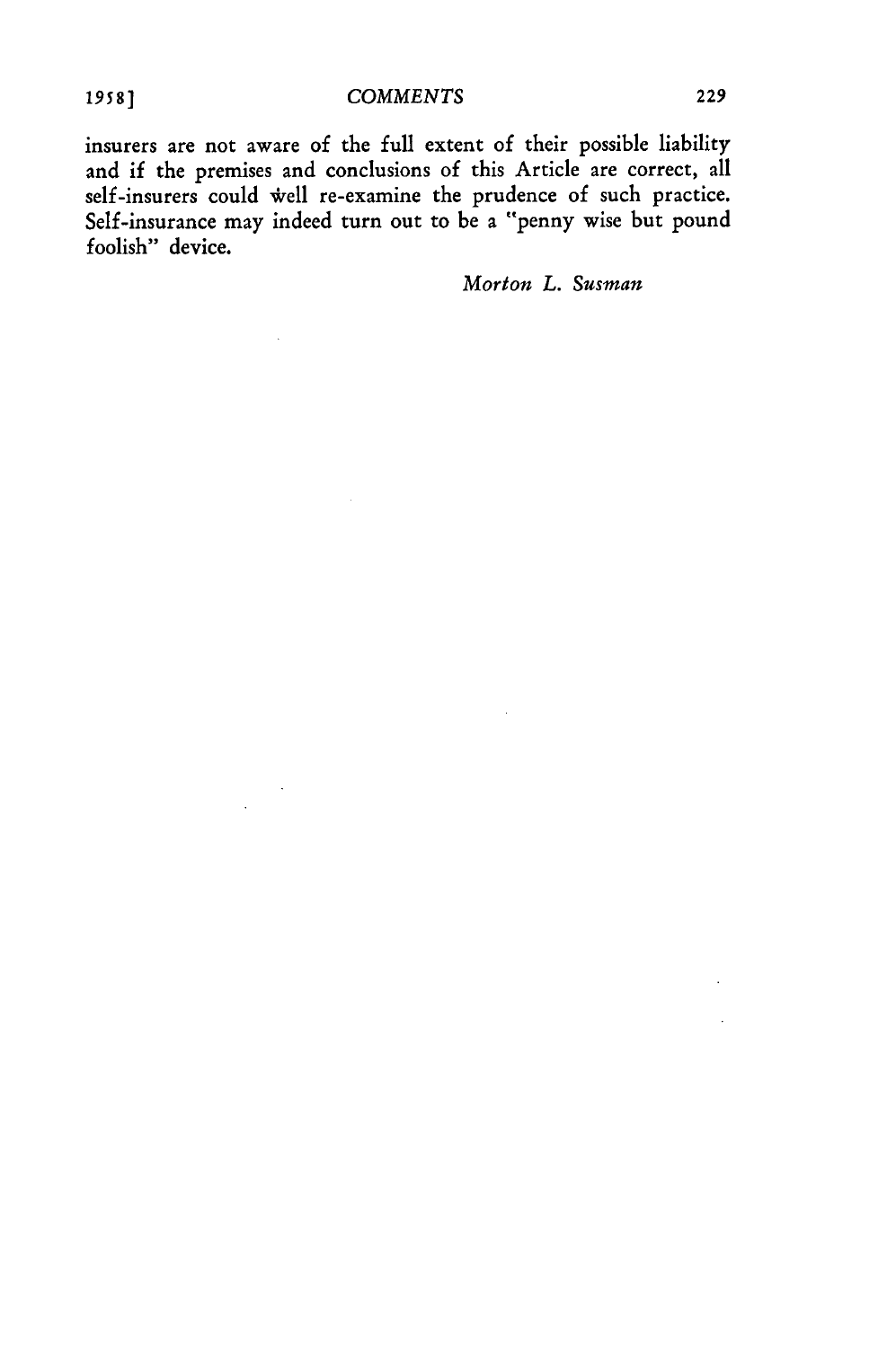insurers are not aware of the full extent of their possible liability and if the premises and conclusions of this Article are correct, all self-insurers could well re-examine the prudence of such practice. Self-insurance may indeed turn out to be a "penny wise but pound foolish" device.

*Morton L. Susman*